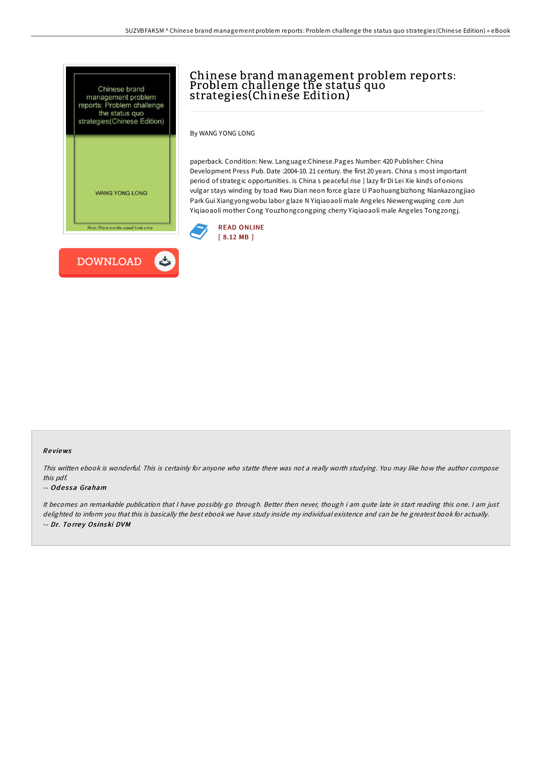# Chinese brand management problem reports: Problem challenge the status quo strategies(Chinese Edition)

By WANG YONG LONG

paperback. Condition: New. Language:Chinese.Pages Number: 420 Publisher: China Development Press Pub. Date :2004-10. 21 century. the first 20 years. China s most important period of strategic opportunities. is China s peaceful rise ] lazy fir Di Lei Xie kinds of onions vulgar stays winding by toad Kwu Dian neon force glaze U Paohuangbizhong Niankazongjiao Park Gui Xiangyongwobu labor glaze N Yiqiaoaoli male Angeles Niewengwuping core Jun Yiqiaoaoli mother Cong Youzhongcongping cherry Yiqiaoaoli male Angeles Tongzongj.

READ ONLINE
[ 8.12 MB ]

DOWNLOAD

## Reviews

*This written ebook is wonderful. This is certainly for anyone who statte there was not a really worth studying. You may like how the author compose this pdf.*

*-- Odessa Graham*

*It becomes an remarkable publication that I have possibly go through. Better then never, though i am quite late in start reading this one. I am just delighted to inform you that this is basically the best ebook we have study inside my individual existence and can be he greatest book for actually.*

*-- Dr. Torrey Osinski DVM*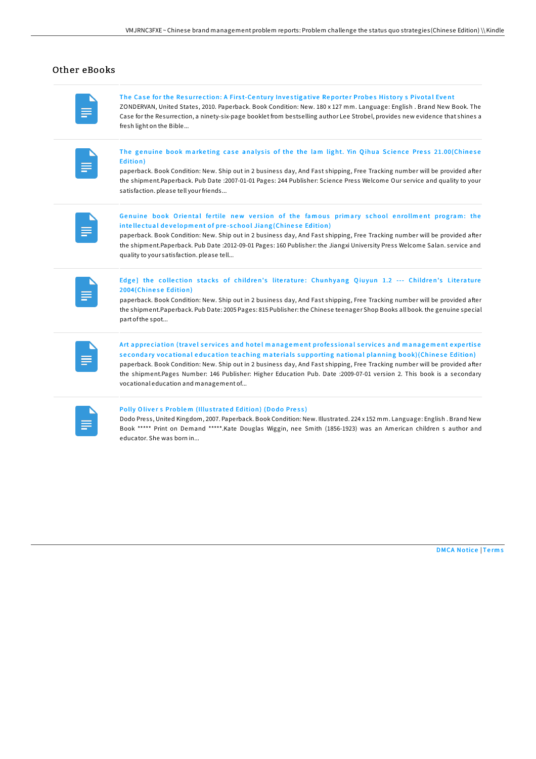## Other eBooks

**The Case for the Resurrection: A First-Century Investigative Reporter Probes History s Pivotal Event**

ZONDERVAN, United States, 2010. Paperback. Book Condition: New. 180 x 127 mm. Language: English . Brand New Book. The Case for the Resurrection, a ninety-six-page booklet from bestselling author Lee Strobel, provides new evidence that shines a fresh light on the Bible...

**The genuine book marketing case analysis of the the lam light. Yin Qihua Science Press 21.00(Chinese Edition)**

paperback. Book Condition: New. Ship out in 2 business day, And Fast shipping, Free Tracking number will be provided after the shipment.Paperback. Pub Date :2007-01-01 Pages: 244 Publisher: Science Press Welcome Our service and quality to your satisfaction. please tell your friends...

**Genuine book Oriental fertile new version of the famous primary school enrollment program: the intellectual development of pre-school Jiang(Chinese Edition)**

paperback. Book Condition: New. Ship out in 2 business day, And Fast shipping, Free Tracking number will be provided after the shipment.Paperback. Pub Date :2012-09-01 Pages: 160 Publisher: the Jiangxi University Press Welcome Salan. service and quality to your satisfaction. please tell...

**Edge] the collection stacks of children's literature: Chunhyang Qiuyun 1.2 --- Children's Literature 2004(Chinese Edition)**

paperback. Book Condition: New. Ship out in 2 business day, And Fast shipping, Free Tracking number will be provided after the shipment.Paperback. Pub Date: 2005 Pages: 815 Publisher: the Chinese teenager Shop Books all book. the genuine special part of the spot...

**Art appreciation (travel services and hotel management professional services and management expertise secondary vocational education teaching materials supporting national planning book)(Chinese Edition)**

paperback. Book Condition: New. Ship out in 2 business day, And Fast shipping, Free Tracking number will be provided after the shipment.Pages Number: 146 Publisher: Higher Education Pub. Date :2009-07-01 version 2. This book is a secondary vocational education and management of...

**Polly Oliver s Problem (Illustrated Edition) (Dodo Press)**

Dodo Press, United Kingdom, 2007. Paperback. Book Condition: New. Illustrated. 224 x 152 mm. Language: English . Brand New Book ***** Print on Demand *****.Kate Douglas Wiggin, nee Smith (1856-1923) was an American children s author and educator. She was born in...

DMCA Notice | Terms